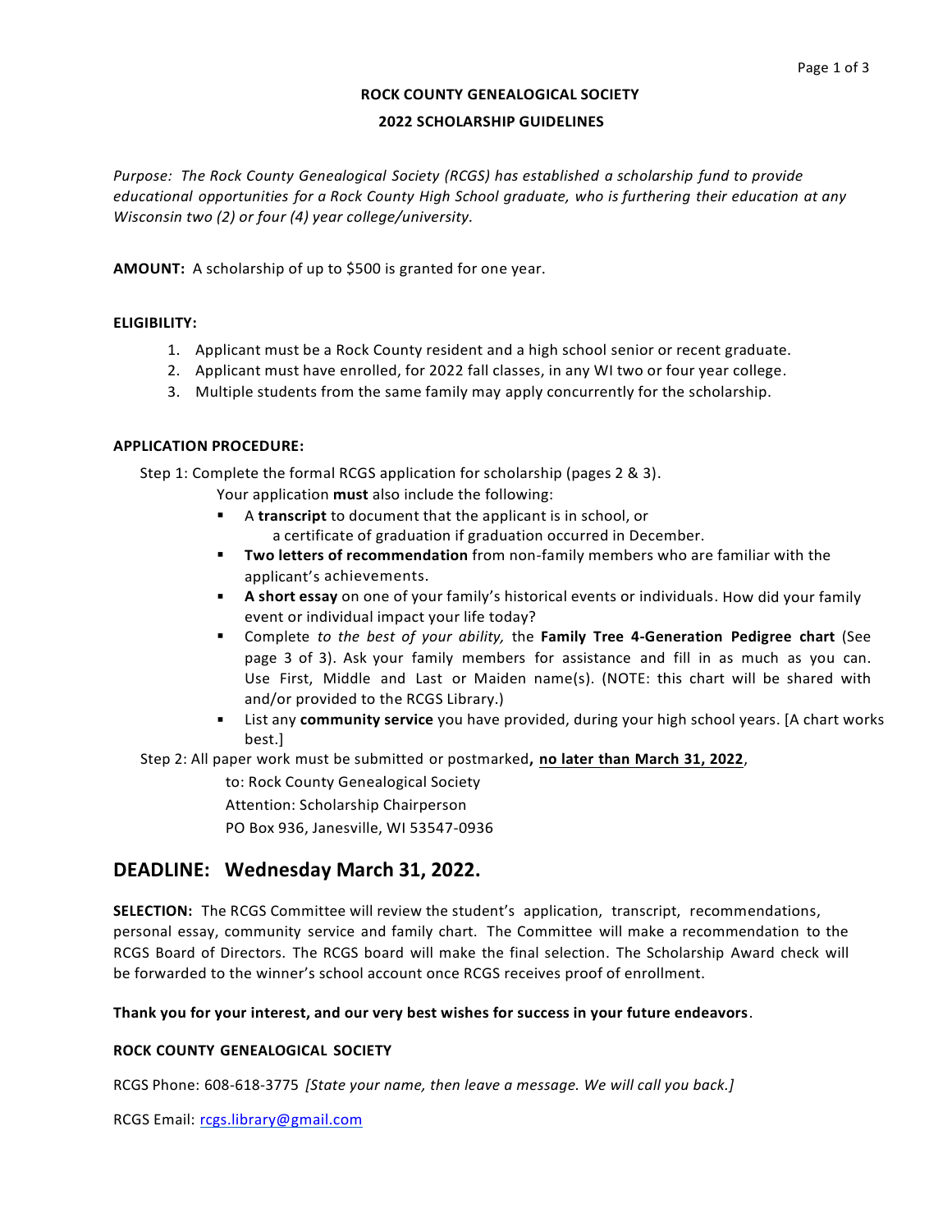# ROCK COUNTY GENEALOGICAL SOCIETY

## 2022 SCHOLARSHIP GUIDELINES

*Purpose: The Rock County Genealogical Society (RCGS) has established a scholarship fund to provide educational opportunities for a Rock County High School graduate, who is furthering their education at any Wisconsin two (2) or four (4) year college/university.*

**AMOUNT:** A scholarship of up to $500 is granted for one year.

**ELIGIBILITY:**

1. Applicant must be a Rock County resident and a high school senior or recent graduate.
2. Applicant must have enrolled, for 2022 fall classes, in any WI two or four year college.
3. Multiple students from the same family may apply concurrently for the scholarship.

**APPLICATION PROCEDURE:**

Step 1: Complete the formal RCGS application for scholarship (pages 2 & 3).

Your application **must** also include the following:

- A **transcript** to document that the applicant is in school, or a certificate of graduation if graduation occurred in December.
- **Two letters of recommendation** from non-family members who are familiar with the applicant's achievements.
- **A short essay** on one of your family's historical events or individuals. How did your family event or individual impact your life today?
- Complete *to the best of your ability,* the **Family Tree 4-Generation Pedigree chart** (See page 3 of 3). Ask your family members for assistance and fill in as much as you can. Use First, Middle and Last or Maiden name(s). (NOTE: this chart will be shared with and/or provided to the RCGS Library.)
- List any **community service** you have provided, during your high school years. [A chart works best.]

Step 2: All paper work must be submitted or postmarked**, no later than March 31, 2022**,

to: Rock County Genealogical Society  
Attention: Scholarship Chairperson  
PO Box 936, Janesville, WI 53547-0936

## DEADLINE: Wednesday March 31, 2022.

**SELECTION:** The RCGS Committee will review the student's application, transcript, recommendations, personal essay, community service and family chart. The Committee will make a recommendation to the RCGS Board of Directors. The RCGS board will make the final selection. The Scholarship Award check will be forwarded to the winner's school account once RCGS receives proof of enrollment.

**Thank you for your interest, and our very best wishes for success in your future endeavors**.

**ROCK COUNTY GENEALOGICAL SOCIETY**

RCGS Phone: 608-618-3775 *[State your name, then leave a message. We will call you back.]*

RCGS Email: rcgs.library@gmail.com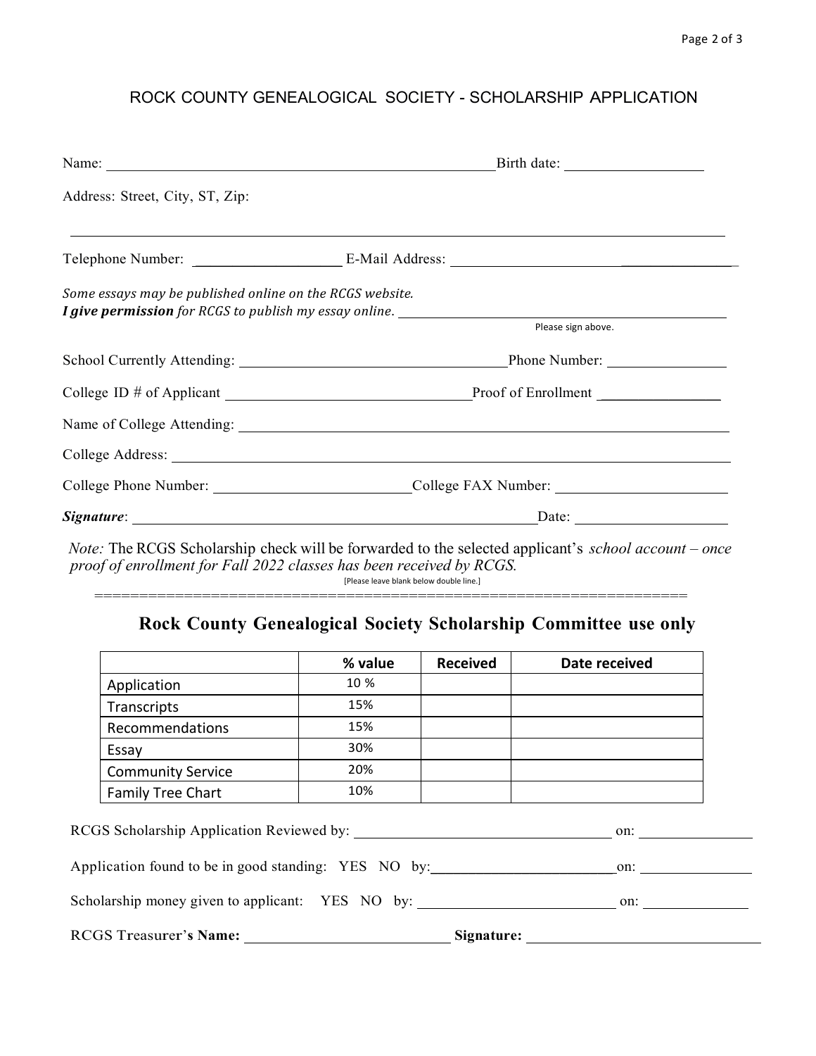# ROCK COUNTY GENEALOGICAL SOCIETY - SCHOLARSHIP APPLICATION

Name: ______________________________ Birth date: ______________

Address: Street, City, ST, Zip:

______________________________________________________________

Telephone Number: ______________ E-Mail Address: ______________________

*Some essays may be published online on the RCGS website.*
***I give permission*** *for RCGS to publish my essay online.* ______________________
Please sign above.

School Currently Attending: ______________________ Phone Number: ______________

College ID # of Applicant ______________________ Proof of Enrollment ______________

Name of College Attending: ______________________________________________

College Address: ______________________________________________________

College Phone Number: ______________________ College FAX Number: ______________

***Signature***: ______________________________________ Date: ______________

*Note:* The RCGS Scholarship check will be forwarded to the selected applicant's *school account – once proof of enrollment for Fall 2022 classes has been received by RCGS.*

[Please leave blank below double line.]

==================================================================

## Rock County Genealogical Society Scholarship Committee use only

| | % value | Received | Date received |
|---|---|---|---|
| Application | 10 % | | |
| Transcripts | 15% | | |
| Recommendations | 15% | | |
| Essay | 30% | | |
| Community Service | 20% | | |
| Family Tree Chart | 10% | | |

RCGS Scholarship Application Reviewed by: ______________________ on: ______________

Application found to be in good standing: YES NO by: ______________________ on: ______________

Scholarship money given to applicant: YES NO by: ______________________ on: ______________

RCGS Treasurer's **Name:** ______________________ **Signature:** ______________________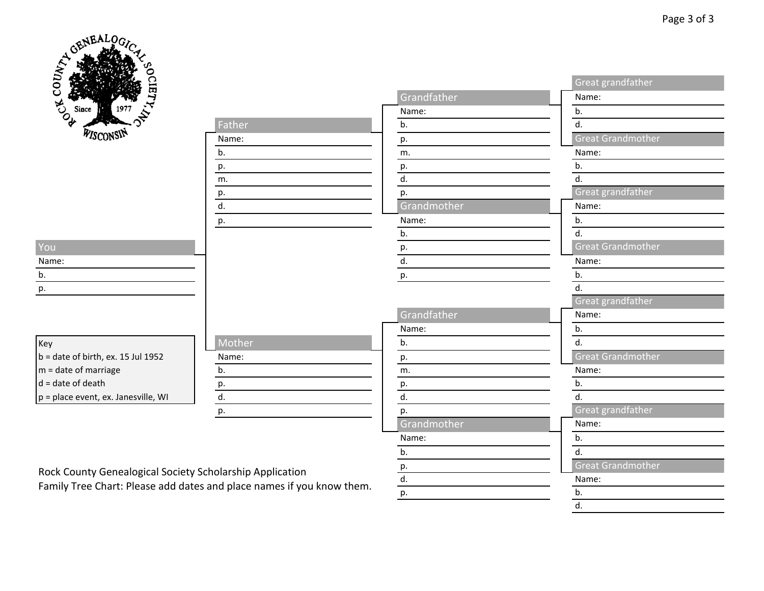Rock County Genealogical Society Scholarship Application
Family Tree Chart: Please add dates and place names if you know them.

**You**
Name:
b.
p.

**Key**
b = date of birth, ex. 15 Jul 1952
m = date of marriage
d = date of death
p = place event, ex. Janesville, WI

**Father**
Name:
b.
p.
m.
p.
d.
p.

**Mother**
Name:
b.
p.
d.
p.

**Grandfather**
Name:
b.
p.
m.
p.
d.
p.

**Grandmother**
Name:
b.
p.
d.
p.

**Grandfather**
Name:
b.
p.
m.
p.
d.
p.

**Grandmother**
Name:
b.
p.
d.
p.

**Great grandfather**
Name:
b.
d.

**Great Grandmother**
Name:
b.
d.

**Great grandfather**
Name:
b.
d.

**Great Grandmother**
Name:
b.
d.

**Great grandfather**
Name:
b.
d.

**Great Grandmother**
Name:
b.
d.

**Great grandfather**
Name:
b.
d.

**Great Grandmother**
Name:
b.
d.